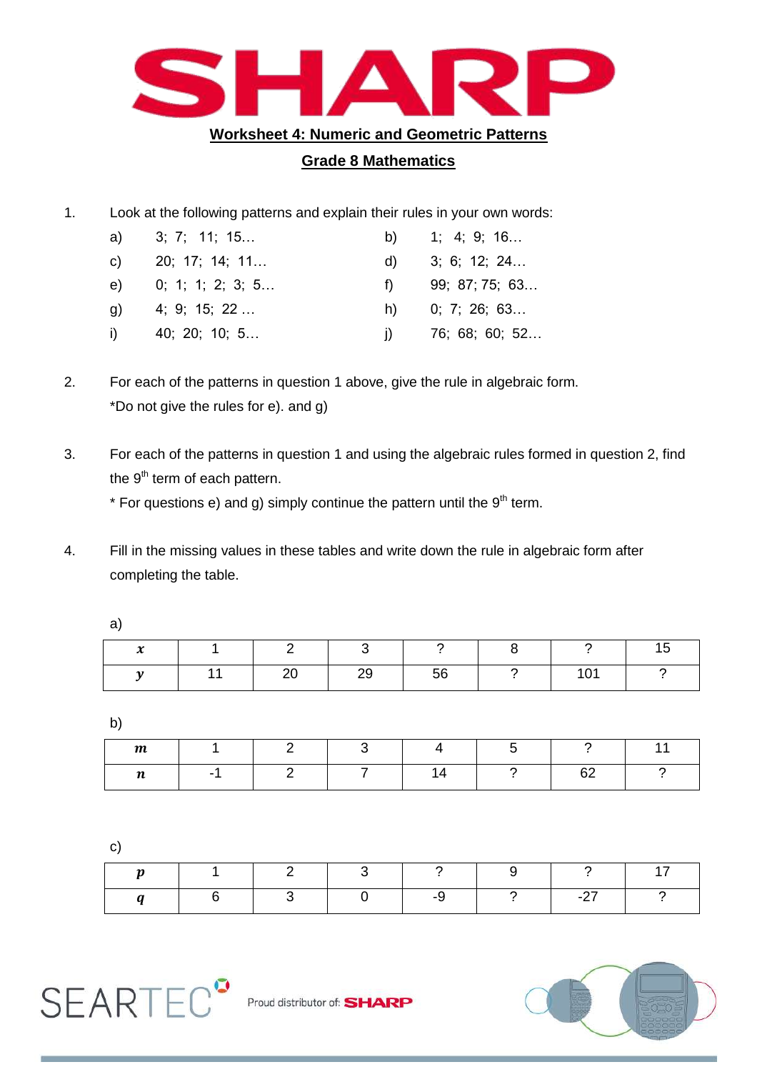# Worksheet 4: Numeric and Geometric Patterns

## Grade 8 Mathematics

1. Look at the following patterns and explain their rules in your own words:

   a) 3; 7; 11; 15…
   b) 1; 4; 9; 16…
   c) 20; 17; 14; 11…
   d) 3; 6; 12; 24…
   e) 0; 1; 1; 2; 3; 5…
   f) 99; 87; 75; 63…
   g) 4; 9; 15; 22 …
   h) 0; 7; 26; 63…
   i) 40; 20; 10; 5…
   j) 76; 68; 60; 52…

2. For each of the patterns in question 1 above, give the rule in algebraic form.
   *Do not give the rules for e). and g)

3. For each of the patterns in question 1 and using the algebraic rules formed in question 2, find the 9th term of each pattern.
   * For questions e) and g) simply continue the pattern until the 9th term.

4. Fill in the missing values in these tables and write down the rule in algebraic form after completing the table.

a)

| $x$ | 1 | 2 | 3 | ? | 8 | ? | 15 |
|---|---|---|---|---|---|---|---|
| $y$ | 11 | 20 | 29 | 56 | ? | 101 | ? |

b)

| $m$ | 1 | 2 | 3 | 4 | 5 | ? | 11 |
|---|---|---|---|---|---|---|---|
| $n$ | -1 | 2 | 7 | 14 | ? | 62 | ? |

c)

| $p$ | 1 | 2 | 3 | ? | 9 | ? | 17 |
|---|---|---|---|---|---|---|---|
| $q$ | 6 | 3 | 0 | -9 | ? | -27 | ? |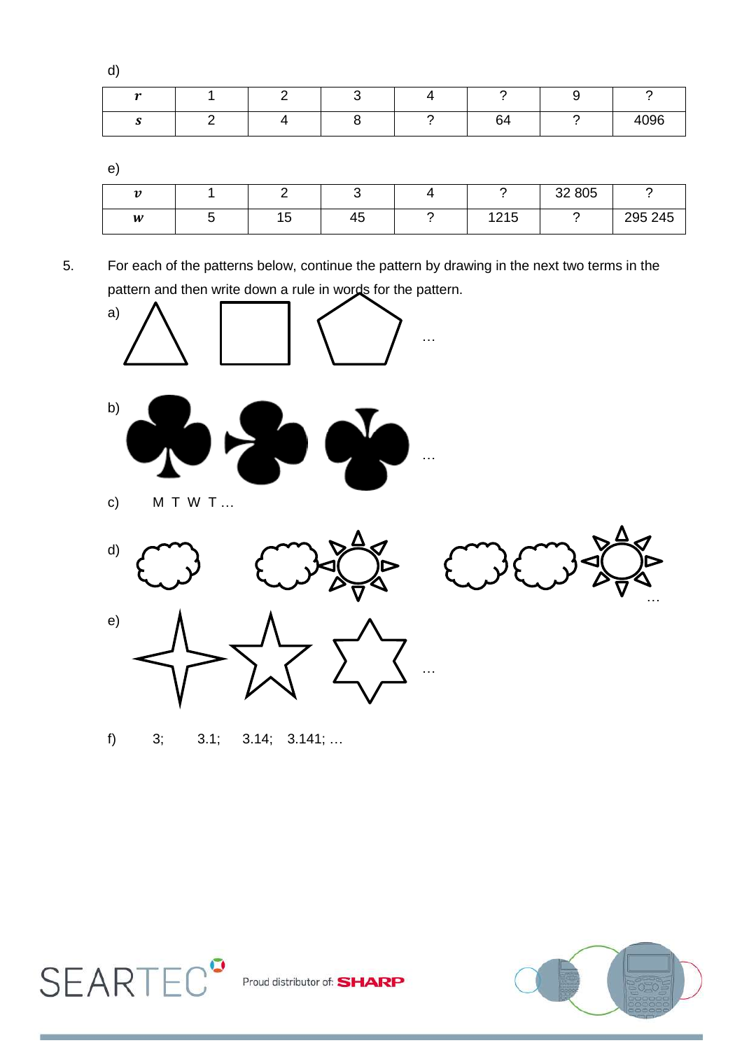d)

| $r$ | 1 | 2 | 3 | 4 | ? | 9 | ? |
|---|---|---|---|---|---|---|---|
| $s$ | 2 | 4 | 8 | ? | 64 | ? | 4096 |

e)

| $v$ | 1 | 2 | 3 | 4 | ? | 32 805 | ? |
|---|---|---|---|---|---|---|---|
| $w$ | 5 | 15 | 45 | ? | 1215 | ? | 295 245 |

5. For each of the patterns below, continue the pattern by drawing in the next two terms in the pattern and then write down a rule in words for the pattern.

a) …

b) …

c) M T W T …

d) …

e) …

f) 3; 3.1; 3.14; 3.141; …